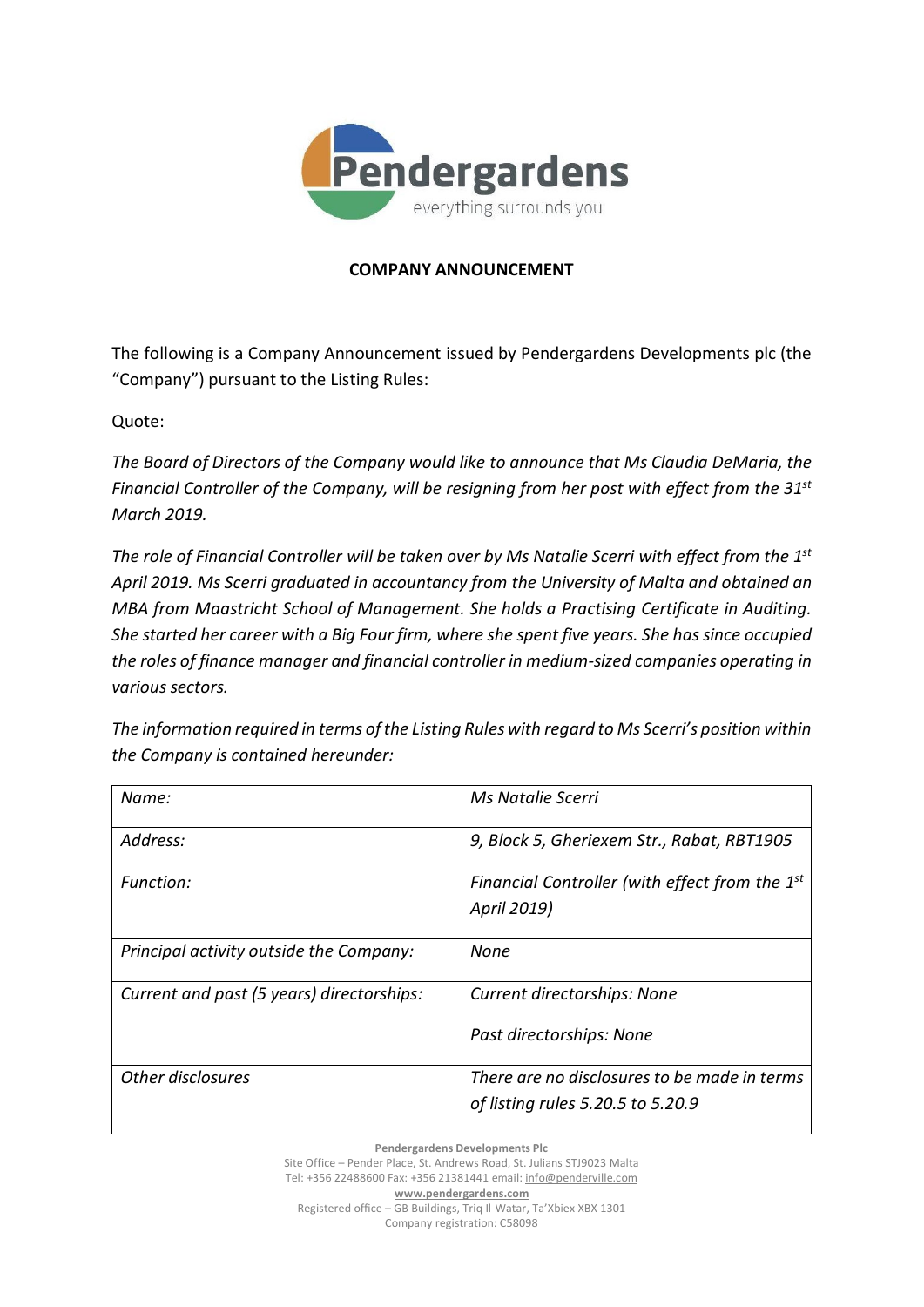**COMPANY ANNOUNCEMENT**

The following is a Company Announcement issued by Pendergardens Developments plc (the "Company") pursuant to the Listing Rules:

Quote:

*The Board of Directors of the Company would like to announce that Ms Claudia DeMaria, the Financial Controller of the Company, will be resigning from her post with effect from the 31st March 2019.*

*The role of Financial Controller will be taken over by Ms Natalie Scerri with effect from the 1st April 2019. Ms Scerri graduated in accountancy from the University of Malta and obtained an MBA from Maastricht School of Management. She holds a Practising Certificate in Auditing. She started her career with a Big Four firm, where she spent five years. She has since occupied the roles of finance manager and financial controller in medium-sized companies operating in various sectors.*

*The information required in terms of the Listing Rules with regard to Ms Scerri's position within the Company is contained hereunder:*

| | |
|---|---|
| *Name:* | *Ms Natalie Scerri* |
| *Address:* | *9, Block 5, Gheriexem Str., Rabat, RBT1905* |
| *Function:* | *Financial Controller (with effect from the 1st April 2019)* |
| *Principal activity outside the Company:* | *None* |
| *Current and past (5 years) directorships:* | *Current directorships: None*<br><br>*Past directorships: None* |
| *Other disclosures* | *There are no disclosures to be made in terms of listing rules 5.20.5 to 5.20.9* |

**Pendergardens Developments Plc**
Site Office – Pender Place, St. Andrews Road, St. Julians STJ9023 Malta
Tel: +356 22488600 Fax: +356 21381441 email: info@penderville.com
**www.pendergardens.com**
Registered office – GB Buildings, Triq Il-Watar, Ta'Xbiex XBX 1301
Company registration: C58098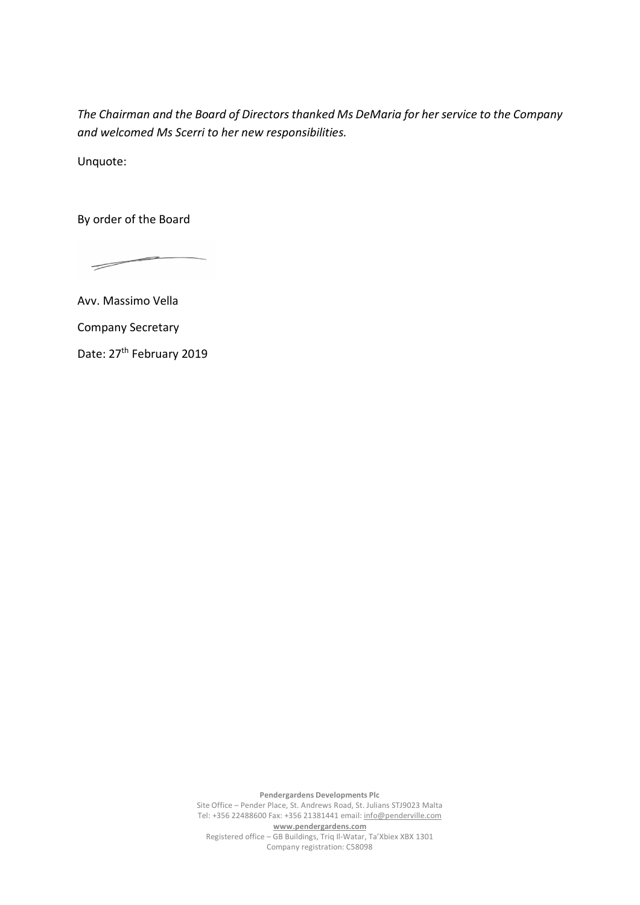*The Chairman and the Board of Directors thanked Ms DeMaria for her service to the Company and welcomed Ms Scerri to her new responsibilities.*

Unquote:

By order of the Board

Avv. Massimo Vella

Company Secretary

Date: 27th February 2019

**Pendergardens Developments Plc**
Site Office – Pender Place, St. Andrews Road, St. Julians STJ9023 Malta
Tel: +356 22488600 Fax: +356 21381441 email: info@penderville.com
**www.pendergardens.com**
Registered office – GB Buildings, Triq Il-Watar, Ta'Xbiex XBX 1301
Company registration: C58098